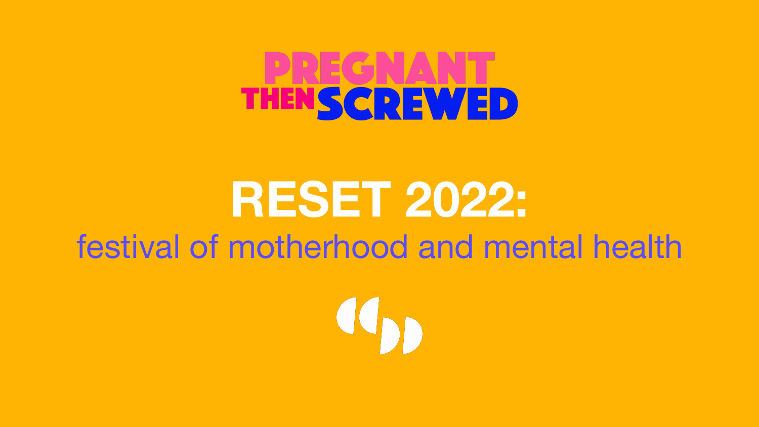PREGNANT THEN SCREWED

# RESET 2022:

## festival of motherhood and mental health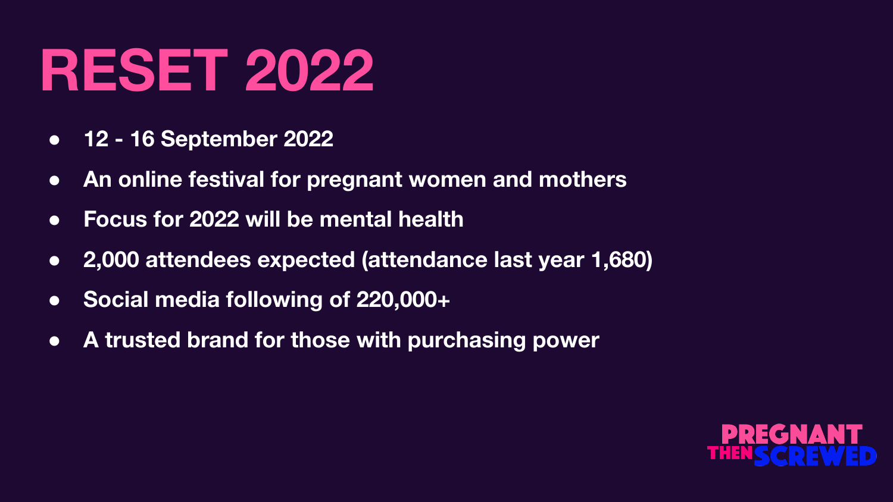# RESET 2022

- 12 - 16 September 2022
- An online festival for pregnant women and mothers
- Focus for 2022 will be mental health
- 2,000 attendees expected (attendance last year 1,680)
- Social media following of 220,000+
- A trusted brand for those with purchasing power

PREGNANT THEN SCREWED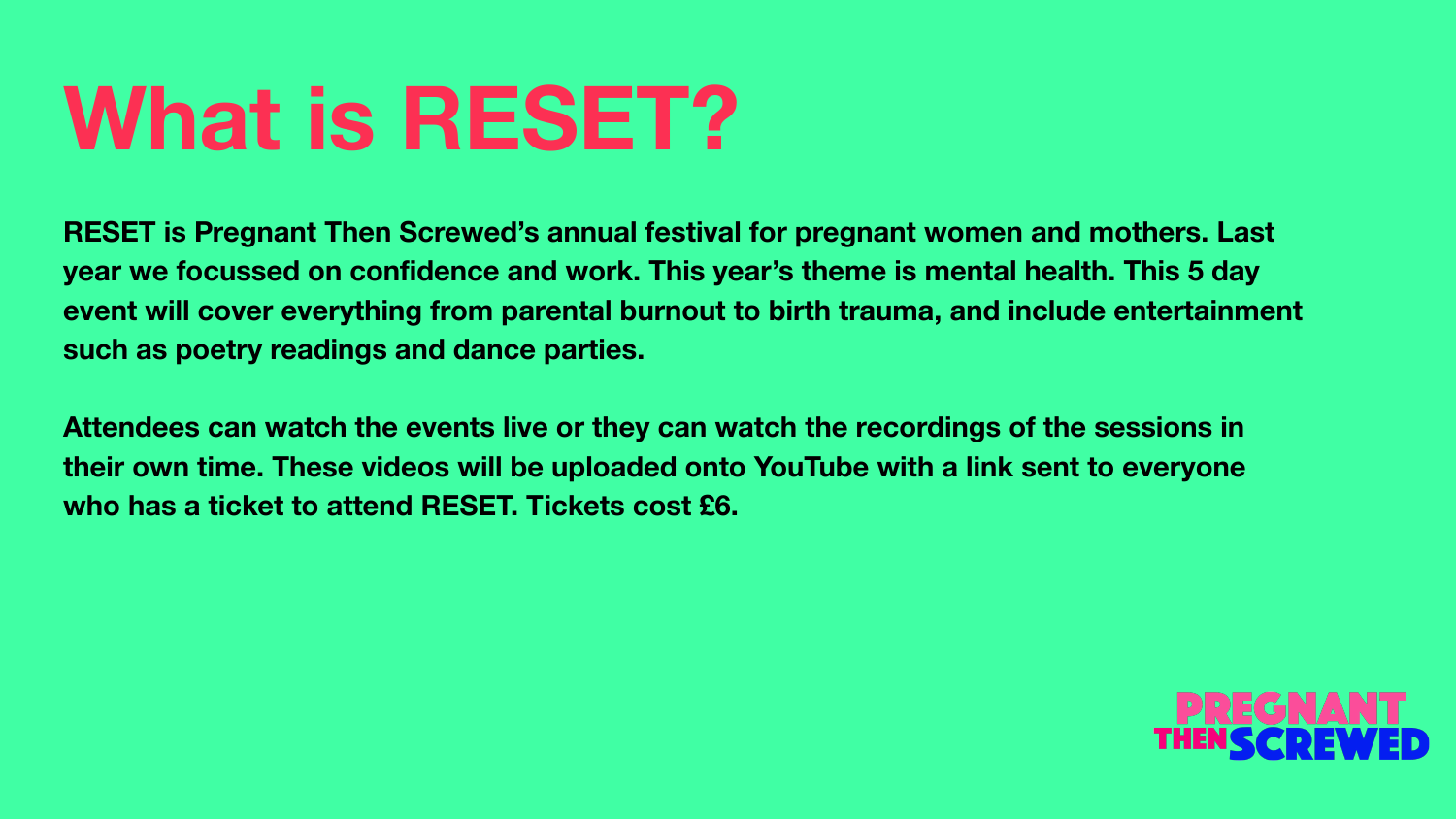# What is RESET?

**RESET is Pregnant Then Screwed's annual festival for pregnant women and mothers. Last year we focussed on confidence and work. This year's theme is mental health. This 5 day event will cover everything from parental burnout to birth trauma, and include entertainment such as poetry readings and dance parties.**

**Attendees can watch the events live or they can watch the recordings of the sessions in their own time. These videos will be uploaded onto YouTube with a link sent to everyone who has a ticket to attend RESET. Tickets cost £6.**

PREGNANT THEN SCREWED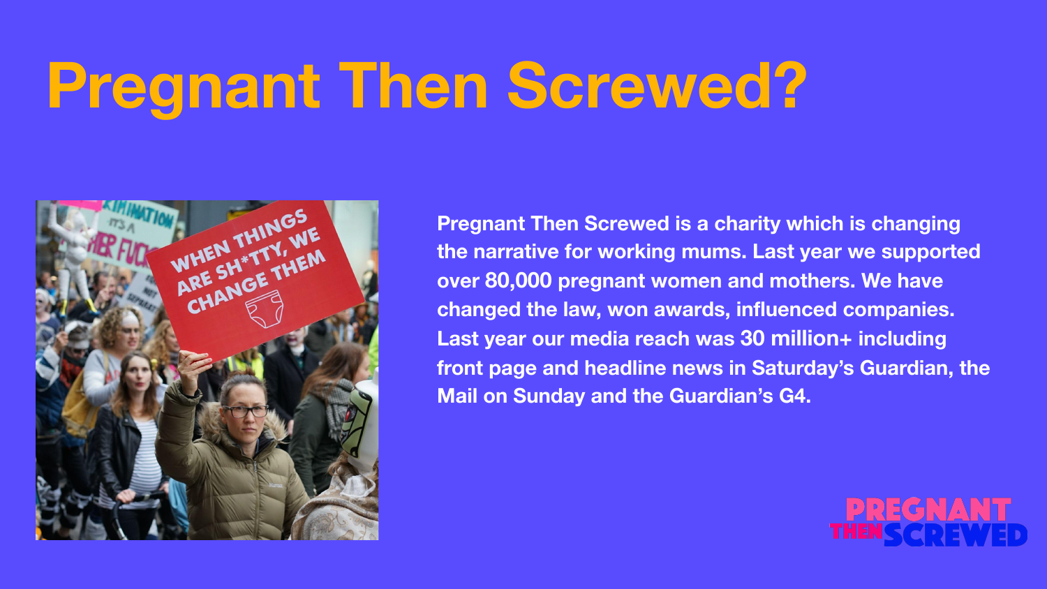# Pregnant Then Screwed?

Pregnant Then Screwed is a charity which is changing the narrative for working mums. Last year we supported over 80,000 pregnant women and mothers. We have changed the law, won awards, influenced companies. Last year our media reach was 30 million+ including front page and headline news in Saturday's Guardian, the Mail on Sunday and the Guardian's G4.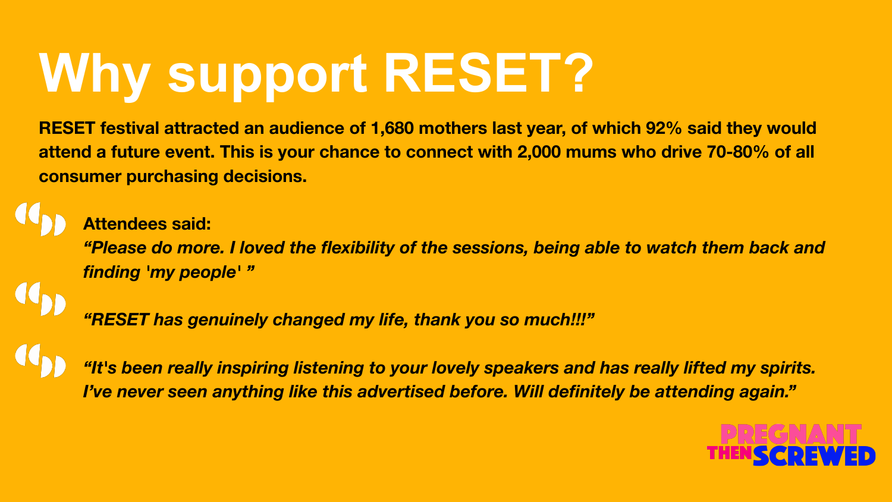# Why support RESET?

**RESET festival attracted an audience of 1,680 mothers last year, of which 92% said they would attend a future event. This is your chance to connect with 2,000 mums who drive 70-80% of all consumer purchasing decisions.**

**Attendees said:**

> ***"Please do more. I loved the flexibility of the sessions, being able to watch them back and finding 'my people' "***

> ***"RESET has genuinely changed my life, thank you so much!!!"***

> ***"It's been really inspiring listening to your lovely speakers and has really lifted my spirits. I've never seen anything like this advertised before. Will definitely be attending again."***

PREGNANT THEN SCREWED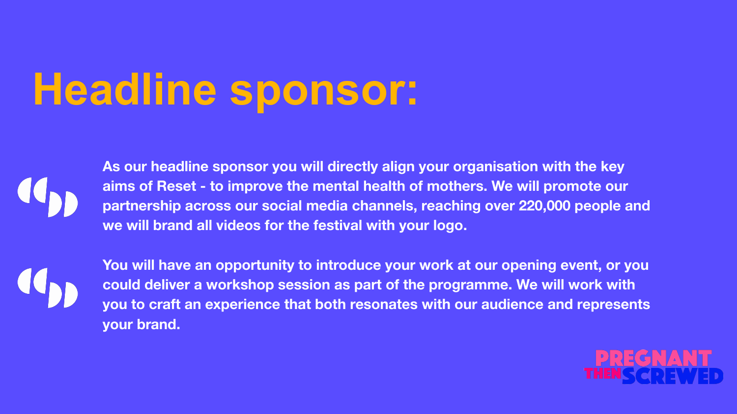# Headline sponsor:

As our headline sponsor you will directly align your organisation with the key aims of Reset - to improve the mental health of mothers. We will promote our partnership across our social media channels, reaching over 220,000 people and we will brand all videos for the festival with your logo.

You will have an opportunity to introduce your work at our opening event, or you could deliver a workshop session as part of the programme. We will work with you to craft an experience that both resonates with our audience and represents your brand.

PREGNANT THEN SCREWED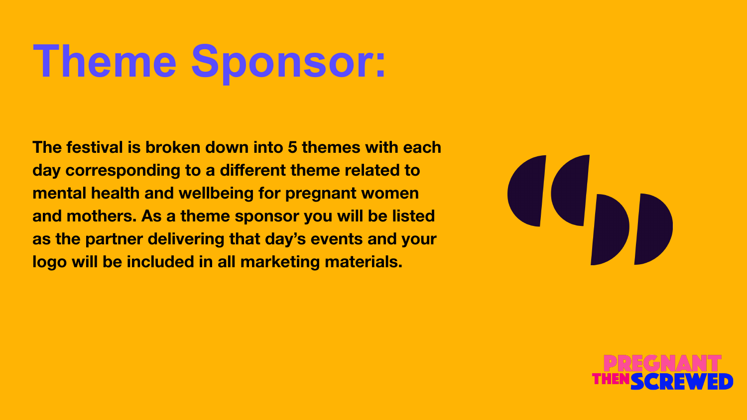# Theme Sponsor:

**The festival is broken down into 5 themes with each day corresponding to a different theme related to mental health and wellbeing for pregnant women and mothers. As a theme sponsor you will be listed as the partner delivering that day's events and your logo will be included in all marketing materials.**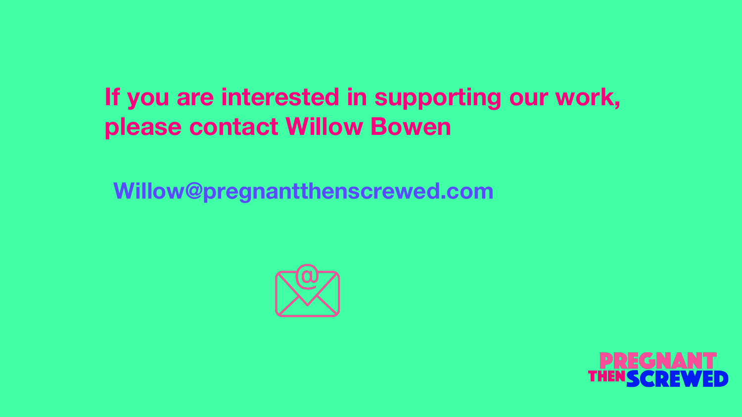**If you are interested in supporting our work, please contact Willow Bowen**

**Willow@pregnantthenscrewed.com**

PREGNANT THEN SCREWED